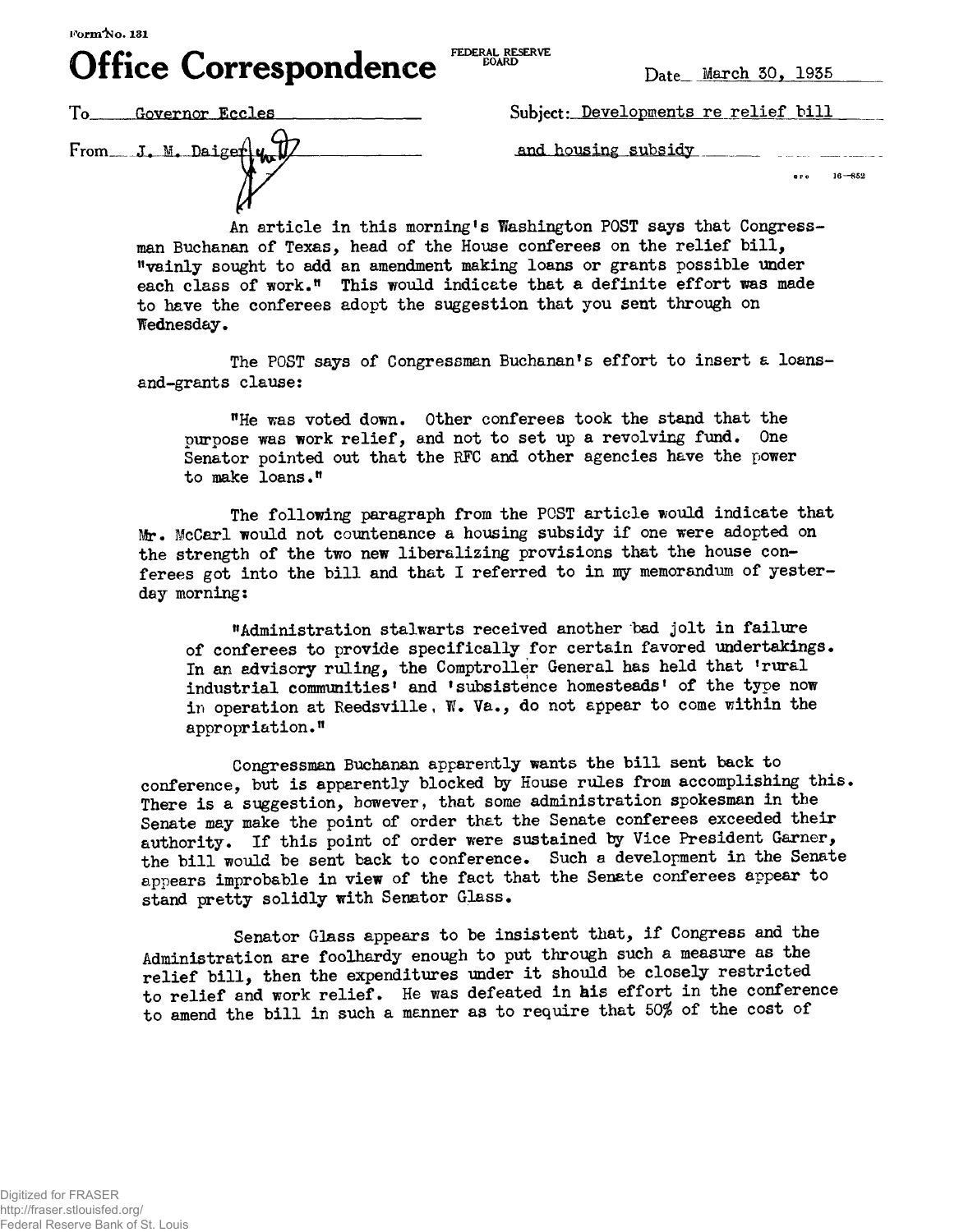Form No. 131

# Office Correspondence

FEDERAL RESERVE BOARD

Date March 30, 1935

To Governor Eccles

From J. M. Daiger

Subject: Developments re relief bill and housing subsidy

An article in this morning's Washington POST says that Congressman Buchanan of Texas, head of the House conferees on the relief bill, "vainly sought to add an amendment making loans or grants possible under each class of work." This would indicate that a definite effort was made to have the conferees adopt the suggestion that you sent through on Wednesday.

The POST says of Congressman Buchanan's effort to insert a loans-and-grants clause:

> "He was voted down. Other conferees took the stand that the purpose was work relief, and not to set up a revolving fund. One Senator pointed out that the RFC and other agencies have the power to make loans."

The following paragraph from the POST article would indicate that Mr. McCarl would not countenance a housing subsidy if one were adopted on the strength of the two new liberalizing provisions that the house conferees got into the bill and that I referred to in my memorandum of yesterday morning:

> "Administration stalwarts received another bad jolt in failure of conferees to provide specifically for certain favored undertakings. In an advisory ruling, the Comptroller General has held that 'rural industrial communities' and 'subsistence homesteads' of the type now in operation at Reedsville, W. Va., do not appear to come within the appropriation."

Congressman Buchanan apparently wants the bill sent back to conference, but is apparently blocked by House rules from accomplishing this. There is a suggestion, however, that some administration spokesman in the Senate may make the point of order that the Senate conferees exceeded their authority. If this point of order were sustained by Vice President Garner, the bill would be sent back to conference. Such a development in the Senate appears improbable in view of the fact that the Senate conferees appear to stand pretty solidly with Senator Glass.

Senator Glass appears to be insistent that, if Congress and the Administration are foolhardy enough to put through such a measure as the relief bill, then the expenditures under it should be closely restricted to relief and work relief. He was defeated in his effort in the conference to amend the bill in such a manner as to require that 50% of the cost of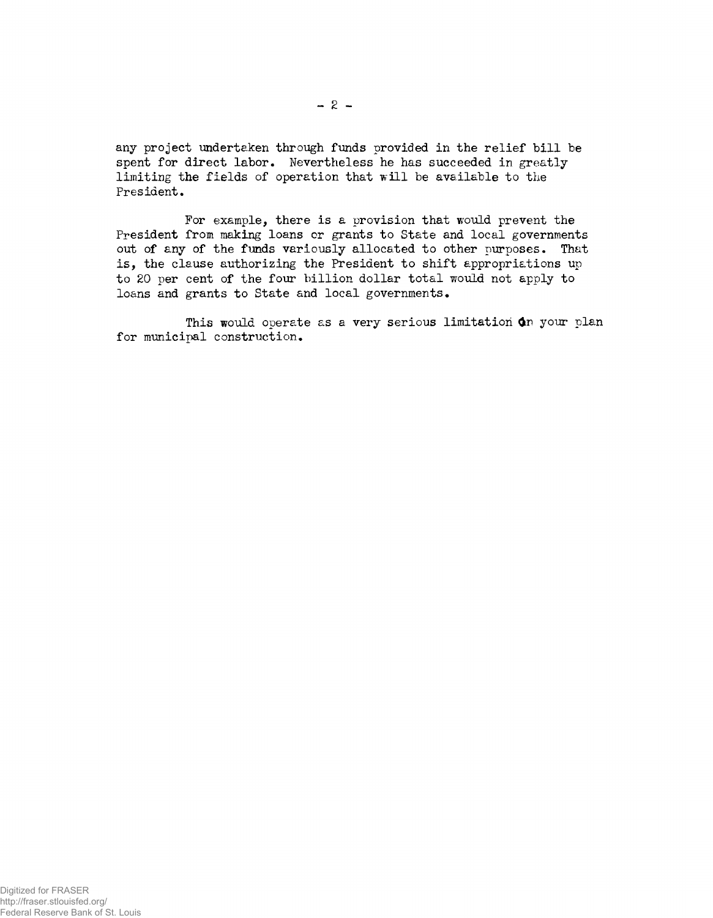any project undertaken through funds provided in the relief bill be spent for direct labor. Nevertheless he has succeeded in greatly limiting the fields of operation that will be available to the President.

For example, there is a provision that would prevent the President from making loans or grants to State and local governments out of any of the funds variously allocated to other purposes. That is, the clause authorizing the President to shift appropriations up to 20 per cent of the four billion dollar total would not apply to loans and grants to State and local governments.

This would operate as a very serious limitation on your plan for municipal construction.